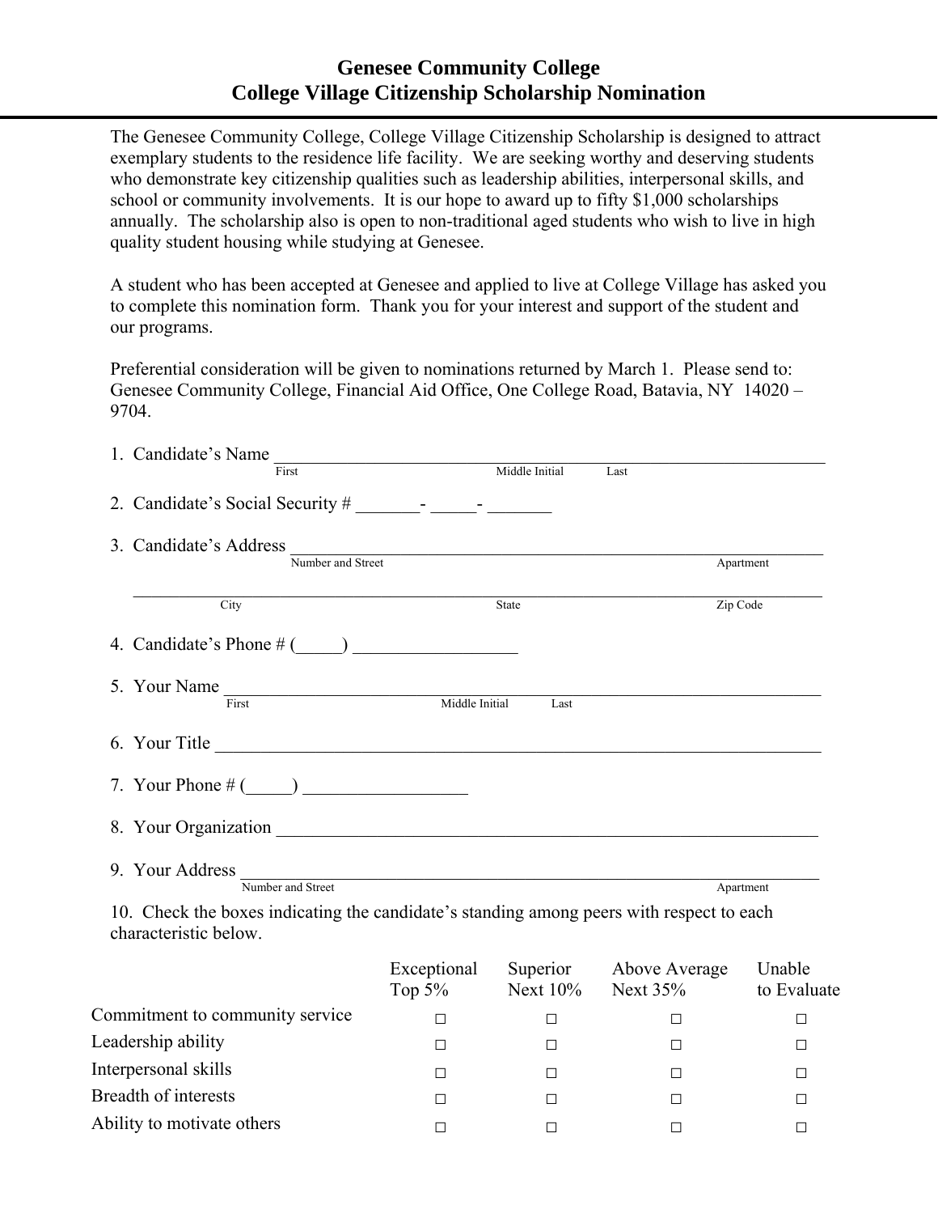# Genesee Community College
# College Village Citizenship Scholarship Nomination

The Genesee Community College, College Village Citizenship Scholarship is designed to attract exemplary students to the residence life facility. We are seeking worthy and deserving students who demonstrate key citizenship qualities such as leadership abilities, interpersonal skills, and school or community involvements. It is our hope to award up to fifty $1,000 scholarships annually. The scholarship also is open to non-traditional aged students who wish to live in high quality student housing while studying at Genesee.

A student who has been accepted at Genesee and applied to live at College Village has asked you to complete this nomination form. Thank you for your interest and support of the student and our programs.

Preferential consideration will be given to nominations returned by March 1. Please send to: Genesee Community College, Financial Aid Office, One College Road, Batavia, NY 14020 – 9704.

1. Candidate's Name ______________________________________________
   First Middle Initial Last

2. Candidate's Social Security # _______- _____- _______

3. Candidate's Address ______________________________________________
   Number and Street Apartment

   ______________________________________________
   City State Zip Code

4. Candidate's Phone # (_____) _________________

5. Your Name ______________________________________________
   First Middle Initial Last

6. Your Title ______________________________________________

7. Your Phone # (_____) _________________

8. Your Organization ______________________________________________

9. Your Address ______________________________________________
   Number and Street Apartment

10. Check the boxes indicating the candidate's standing among peers with respect to each characteristic below.

| | Exceptional Top 5% | Superior Next 10% | Above Average Next 35% | Unable to Evaluate |
|---|---|---|---|---|
| Commitment to community service | □ | □ | □ | □ |
| Leadership ability | □ | □ | □ | □ |
| Interpersonal skills | □ | □ | □ | □ |
| Breadth of interests | □ | □ | □ | □ |
| Ability to motivate others | □ | □ | □ | □ |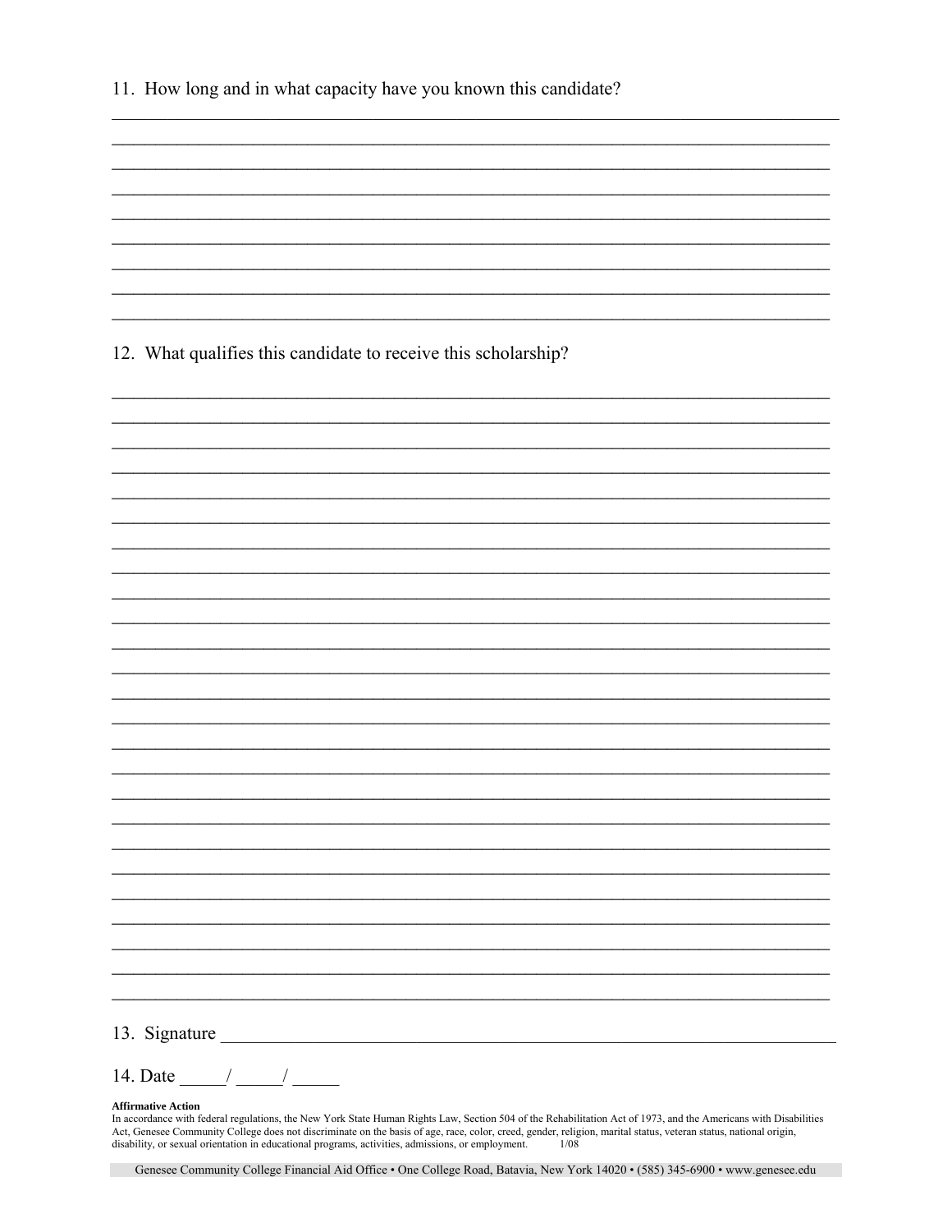11. How long and in what capacity have you known this candidate?

_______________________________________________________________________________

_______________________________________________________________________________

_______________________________________________________________________________

_______________________________________________________________________________

_______________________________________________________________________________

_______________________________________________________________________________

_______________________________________________________________________________

_______________________________________________________________________________

_______________________________________________________________________________

12. What qualifies this candidate to receive this scholarship?

_______________________________________________________________________________

_______________________________________________________________________________

_______________________________________________________________________________

_______________________________________________________________________________

_______________________________________________________________________________

_______________________________________________________________________________

_______________________________________________________________________________

_______________________________________________________________________________

_______________________________________________________________________________

_______________________________________________________________________________

_______________________________________________________________________________

_______________________________________________________________________________

_______________________________________________________________________________

_______________________________________________________________________________

_______________________________________________________________________________

_______________________________________________________________________________

_______________________________________________________________________________

_______________________________________________________________________________

_______________________________________________________________________________

_______________________________________________________________________________

_______________________________________________________________________________

_______________________________________________________________________________

_______________________________________________________________________________

_______________________________________________________________________________

_______________________________________________________________________________

13. Signature ________________________________________________________________

14. Date _____/ _____/ _____

**Affirmative Action**

In accordance with federal regulations, the New York State Human Rights Law, Section 504 of the Rehabilitation Act of 1973, and the Americans with Disabilities Act, Genesee Community College does not discriminate on the basis of age, race, color, creed, gender, religion, marital status, veteran status, national origin, disability, or sexual orientation in educational programs, activities, admissions, or employment. 1/08

Genesee Community College Financial Aid Office • One College Road, Batavia, New York 14020 • (585) 345-6900 • www.genesee.edu